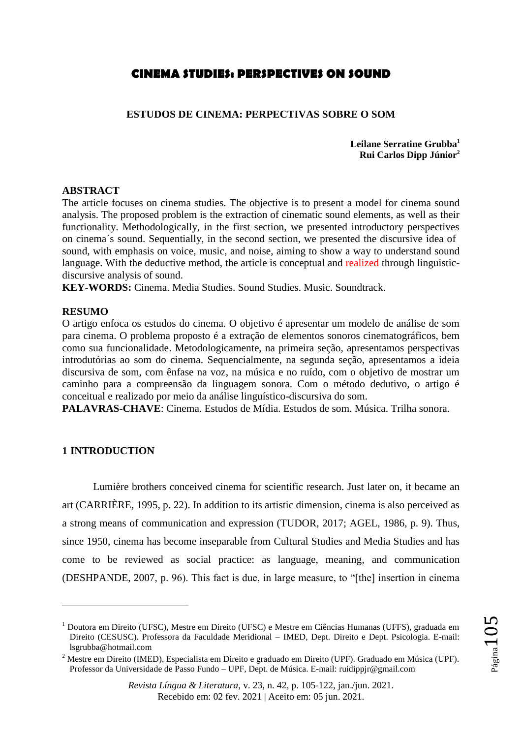# CINEMA STUDIES: PERSPECTIVES ON SOUND

## ESTUDOS DE CINEMA: PERPECTIVAS SOBRE O SOM

**Leilane Serratine Grubba**[1]
**Rui Carlos Dipp Júnior**[2]

**ABSTRACT**

The article focuses on cinema studies. The objective is to present a model for cinema sound analysis. The proposed problem is the extraction of cinematic sound elements, as well as their functionality. Methodologically, in the first section, we presented introductory perspectives on cinema´s sound. Sequentially, in the second section, we presented the discursive idea of sound, with emphasis on voice, music, and noise, aiming to show a way to understand sound language. With the deductive method, the article is conceptual and realized through linguistic-discursive analysis of sound.

**KEY-WORDS:** Cinema. Media Studies. Sound Studies. Music. Soundtrack.

**RESUMO**

O artigo enfoca os estudos do cinema. O objetivo é apresentar um modelo de análise de som para cinema. O problema proposto é a extração de elementos sonoros cinematográficos, bem como sua funcionalidade. Metodologicamente, na primeira seção, apresentamos perspectivas introdutórias ao som do cinema. Sequencialmente, na segunda seção, apresentamos a ideia discursiva de som, com ênfase na voz, na música e no ruído, com o objetivo de mostrar um caminho para a compreensão da linguagem sonora. Com o método dedutivo, o artigo é conceitual e realizado por meio da análise linguístico-discursiva do som.

**PALAVRAS-CHAVE**: Cinema. Estudos de Mídia. Estudos de som. Música. Trilha sonora.

## 1 INTRODUCTION

Lumière brothers conceived cinema for scientific research. Just later on, it became an art (CARRIÈRE, 1995, p. 22). In addition to its artistic dimension, cinema is also perceived as a strong means of communication and expression (TUDOR, 2017; AGEL, 1986, p. 9). Thus, since 1950, cinema has become inseparable from Cultural Studies and Media Studies and has come to be reviewed as social practice: as language, meaning, and communication (DESHPANDE, 2007, p. 96). This fact is due, in large measure, to "[the] insertion in cinema

---

[1] Doutora em Direito (UFSC), Mestre em Direito (UFSC) e Mestre em Ciências Humanas (UFFS), graduada em Direito (CESUSC). Professora da Faculdade Meridional – IMED, Dept. Direito e Dept. Psicologia. E-mail: lsgrubba@hotmail.com

[2] Mestre em Direito (IMED), Especialista em Direito e graduado em Direito (UPF). Graduado em Música (UPF). Professor da Universidade de Passo Fundo – UPF, Dept. de Música. E-mail: ruidippjr@gmail.com

Recebido em: 02 fev. 2021 | Aceito em: 05 jun. 2021.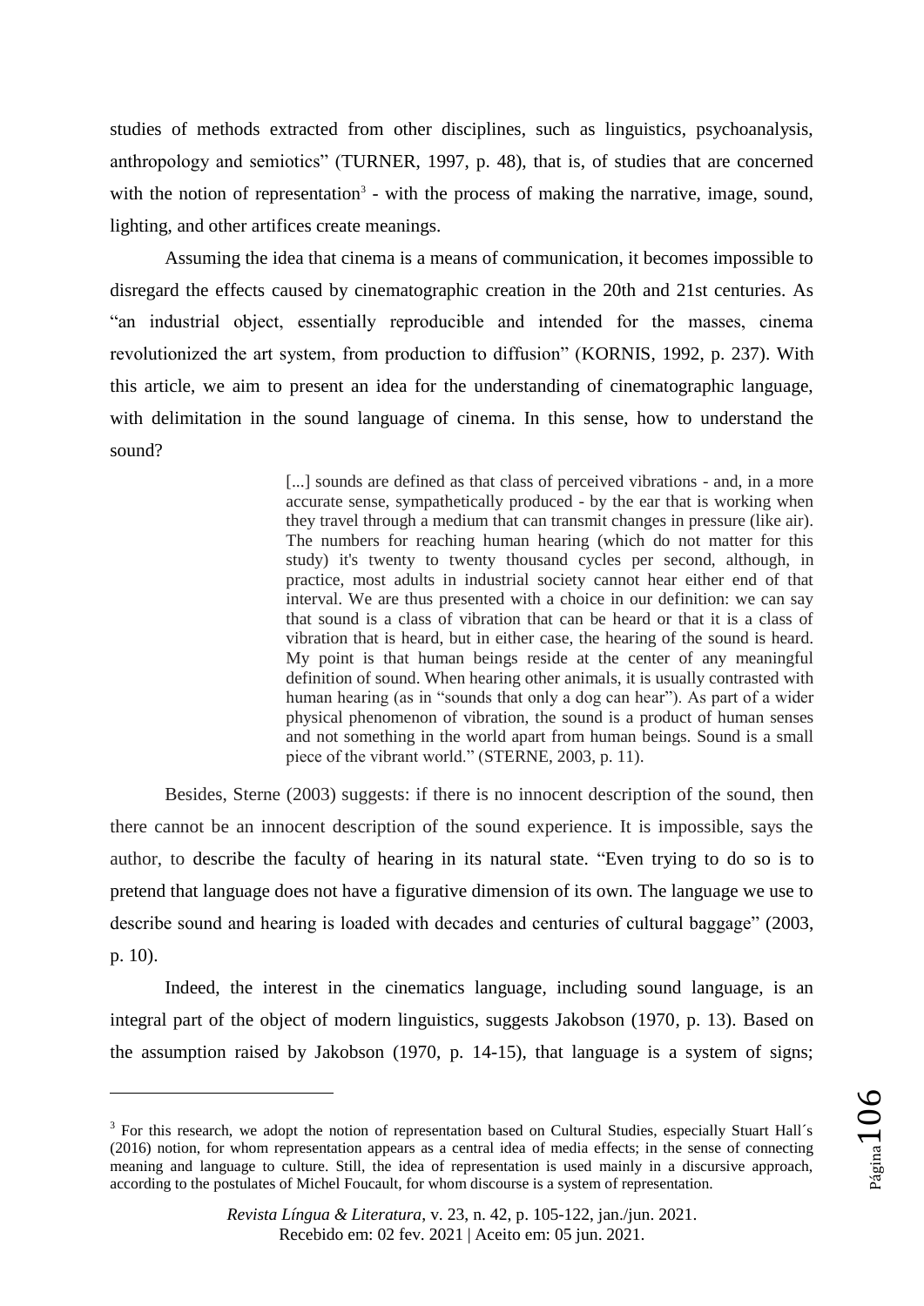studies of methods extracted from other disciplines, such as linguistics, psychoanalysis, anthropology and semiotics" (TURNER, 1997, p. 48), that is, of studies that are concerned with the notion of representation[3] - with the process of making the narrative, image, sound, lighting, and other artifices create meanings.

Assuming the idea that cinema is a means of communication, it becomes impossible to disregard the effects caused by cinematographic creation in the 20th and 21st centuries. As "an industrial object, essentially reproducible and intended for the masses, cinema revolutionized the art system, from production to diffusion" (KORNIS, 1992, p. 237). With this article, we aim to present an idea for the understanding of cinematographic language, with delimitation in the sound language of cinema. In this sense, how to understand the sound?

> [...] sounds are defined as that class of perceived vibrations - and, in a more accurate sense, sympathetically produced - by the ear that is working when they travel through a medium that can transmit changes in pressure (like air). The numbers for reaching human hearing (which do not matter for this study) it's twenty to twenty thousand cycles per second, although, in practice, most adults in industrial society cannot hear either end of that interval. We are thus presented with a choice in our definition: we can say that sound is a class of vibration that can be heard or that it is a class of vibration that is heard, but in either case, the hearing of the sound is heard. My point is that human beings reside at the center of any meaningful definition of sound. When hearing other animals, it is usually contrasted with human hearing (as in "sounds that only a dog can hear"). As part of a wider physical phenomenon of vibration, the sound is a product of human senses and not something in the world apart from human beings. Sound is a small piece of the vibrant world." (STERNE, 2003, p. 11).

Besides, Sterne (2003) suggests: if there is no innocent description of the sound, then there cannot be an innocent description of the sound experience. It is impossible, says the author, to describe the faculty of hearing in its natural state. "Even trying to do so is to pretend that language does not have a figurative dimension of its own. The language we use to describe sound and hearing is loaded with decades and centuries of cultural baggage" (2003, p. 10).

Indeed, the interest in the cinematics language, including sound language, is an integral part of the object of modern linguistics, suggests Jakobson (1970, p. 13). Based on the assumption raised by Jakobson (1970, p. 14-15), that language is a system of signs;

---

[3] For this research, we adopt the notion of representation based on Cultural Studies, especially Stuart Hall´s (2016) notion, for whom representation appears as a central idea of media effects; in the sense of connecting meaning and language to culture. Still, the idea of representation is used mainly in a discursive approach, according to the postulates of Michel Foucault, for whom discourse is a system of representation.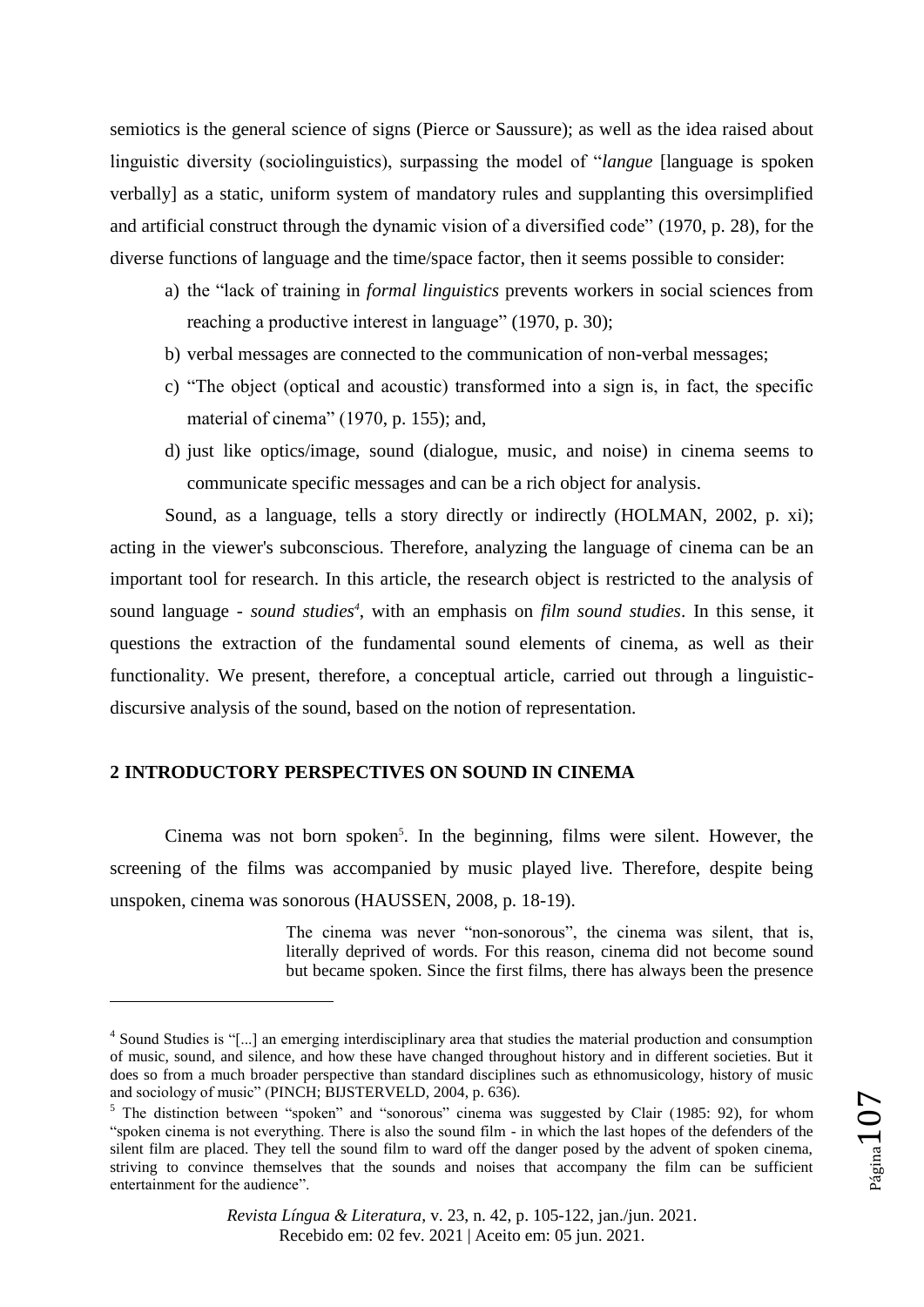semiotics is the general science of signs (Pierce or Saussure); as well as the idea raised about linguistic diversity (sociolinguistics), surpassing the model of "*langue* [language is spoken verbally] as a static, uniform system of mandatory rules and supplanting this oversimplified and artificial construct through the dynamic vision of a diversified code" (1970, p. 28), for the diverse functions of language and the time/space factor, then it seems possible to consider:

a) the "lack of training in *formal linguistics* prevents workers in social sciences from reaching a productive interest in language" (1970, p. 30);
b) verbal messages are connected to the communication of non-verbal messages;
c) "The object (optical and acoustic) transformed into a sign is, in fact, the specific material of cinema" (1970, p. 155); and,
d) just like optics/image, sound (dialogue, music, and noise) in cinema seems to communicate specific messages and can be a rich object for analysis.

Sound, as a language, tells a story directly or indirectly (HOLMAN, 2002, p. xi); acting in the viewer's subconscious. Therefore, analyzing the language of cinema can be an important tool for research. In this article, the research object is restricted to the analysis of sound language - *sound studies*[4], with an emphasis on *film sound studies*. In this sense, it questions the extraction of the fundamental sound elements of cinema, as well as their functionality. We present, therefore, a conceptual article, carried out through a linguistic-discursive analysis of the sound, based on the notion of representation.

## 2 INTRODUCTORY PERSPECTIVES ON SOUND IN CINEMA

Cinema was not born spoken[5]. In the beginning, films were silent. However, the screening of the films was accompanied by music played live. Therefore, despite being unspoken, cinema was sonorous (HAUSSEN, 2008, p. 18-19).

> The cinema was never "non-sonorous", the cinema was silent, that is, literally deprived of words. For this reason, cinema did not become sound but became spoken. Since the first films, there has always been the presence

---

[4] Sound Studies is "[...] an emerging interdisciplinary area that studies the material production and consumption of music, sound, and silence, and how these have changed throughout history and in different societies. But it does so from a much broader perspective than standard disciplines such as ethnomusicology, history of music and sociology of music" (PINCH; BIJSTERVELD, 2004, p. 636).

[5] The distinction between "spoken" and "sonorous" cinema was suggested by Clair (1985: 92), for whom "spoken cinema is not everything. There is also the sound film - in which the last hopes of the defenders of the silent film are placed. They tell the sound film to ward off the danger posed by the advent of spoken cinema, striving to convince themselves that the sounds and noises that accompany the film can be sufficient entertainment for the audience".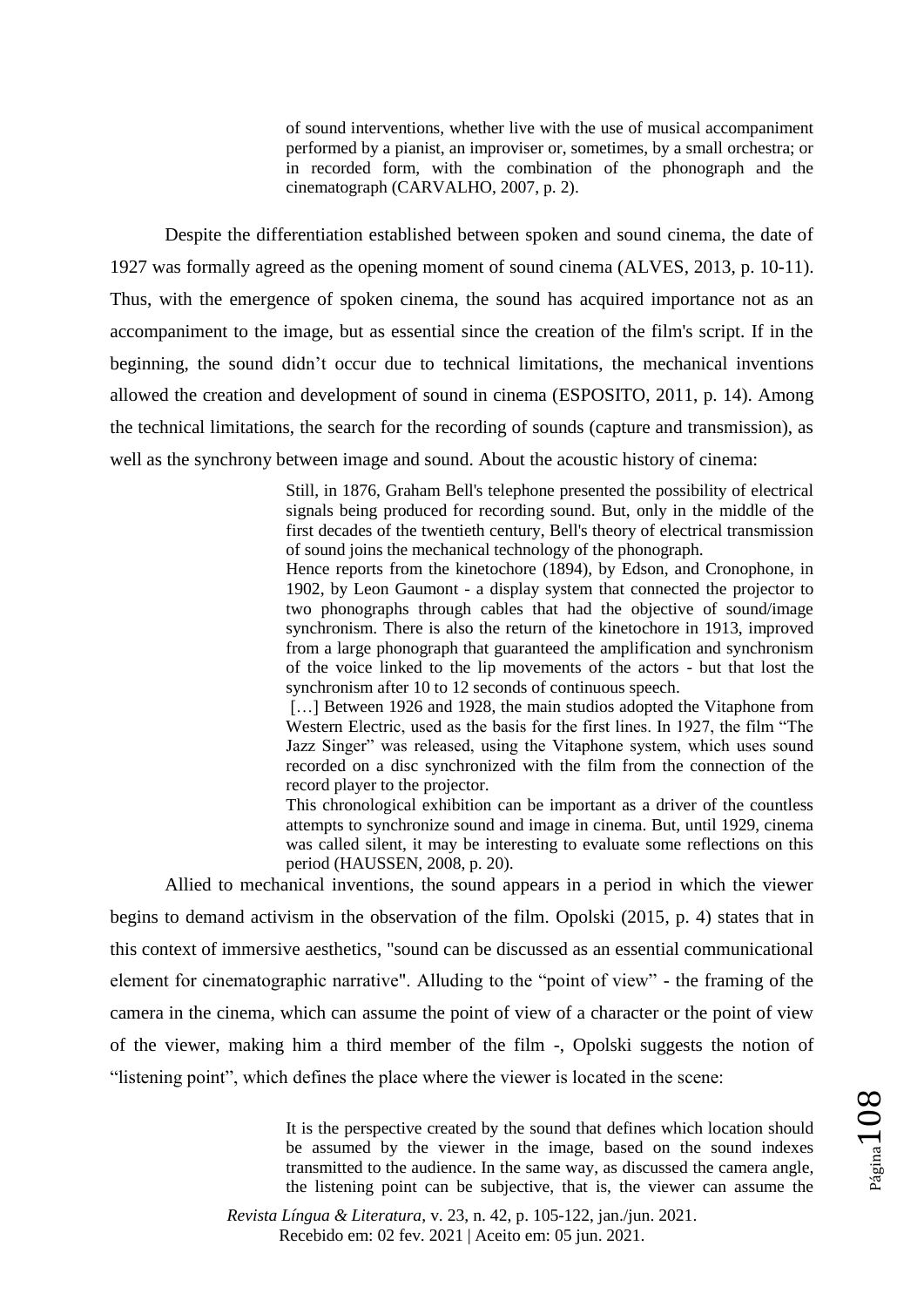> of sound interventions, whether live with the use of musical accompaniment performed by a pianist, an improviser or, sometimes, by a small orchestra; or in recorded form, with the combination of the phonograph and the cinematograph (CARVALHO, 2007, p. 2).

Despite the differentiation established between spoken and sound cinema, the date of 1927 was formally agreed as the opening moment of sound cinema (ALVES, 2013, p. 10-11). Thus, with the emergence of spoken cinema, the sound has acquired importance not as an accompaniment to the image, but as essential since the creation of the film's script. If in the beginning, the sound didn't occur due to technical limitations, the mechanical inventions allowed the creation and development of sound in cinema (ESPOSITO, 2011, p. 14). Among the technical limitations, the search for the recording of sounds (capture and transmission), as well as the synchrony between image and sound. About the acoustic history of cinema:

> Still, in 1876, Graham Bell's telephone presented the possibility of electrical signals being produced for recording sound. But, only in the middle of the first decades of the twentieth century, Bell's theory of electrical transmission of sound joins the mechanical technology of the phonograph.
>
> Hence reports from the kinetochore (1894), by Edson, and Cronophone, in 1902, by Leon Gaumont - a display system that connected the projector to two phonographs through cables that had the objective of sound/image synchronism. There is also the return of the kinetochore in 1913, improved from a large phonograph that guaranteed the amplification and synchronism of the voice linked to the lip movements of the actors - but that lost the synchronism after 10 to 12 seconds of continuous speech.
>
> […] Between 1926 and 1928, the main studios adopted the Vitaphone from Western Electric, used as the basis for the first lines. In 1927, the film "The Jazz Singer" was released, using the Vitaphone system, which uses sound recorded on a disc synchronized with the film from the connection of the record player to the projector.
>
> This chronological exhibition can be important as a driver of the countless attempts to synchronize sound and image in cinema. But, until 1929, cinema was called silent, it may be interesting to evaluate some reflections on this period (HAUSSEN, 2008, p. 20).

Allied to mechanical inventions, the sound appears in a period in which the viewer begins to demand activism in the observation of the film. Opolski (2015, p. 4) states that in this context of immersive aesthetics, "sound can be discussed as an essential communicational element for cinematographic narrative". Alluding to the "point of view" - the framing of the camera in the cinema, which can assume the point of view of a character or the point of view of the viewer, making him a third member of the film -, Opolski suggests the notion of "listening point", which defines the place where the viewer is located in the scene:

> It is the perspective created by the sound that defines which location should be assumed by the viewer in the image, based on the sound indexes transmitted to the audience. In the same way, as discussed the camera angle, the listening point can be subjective, that is, the viewer can assume the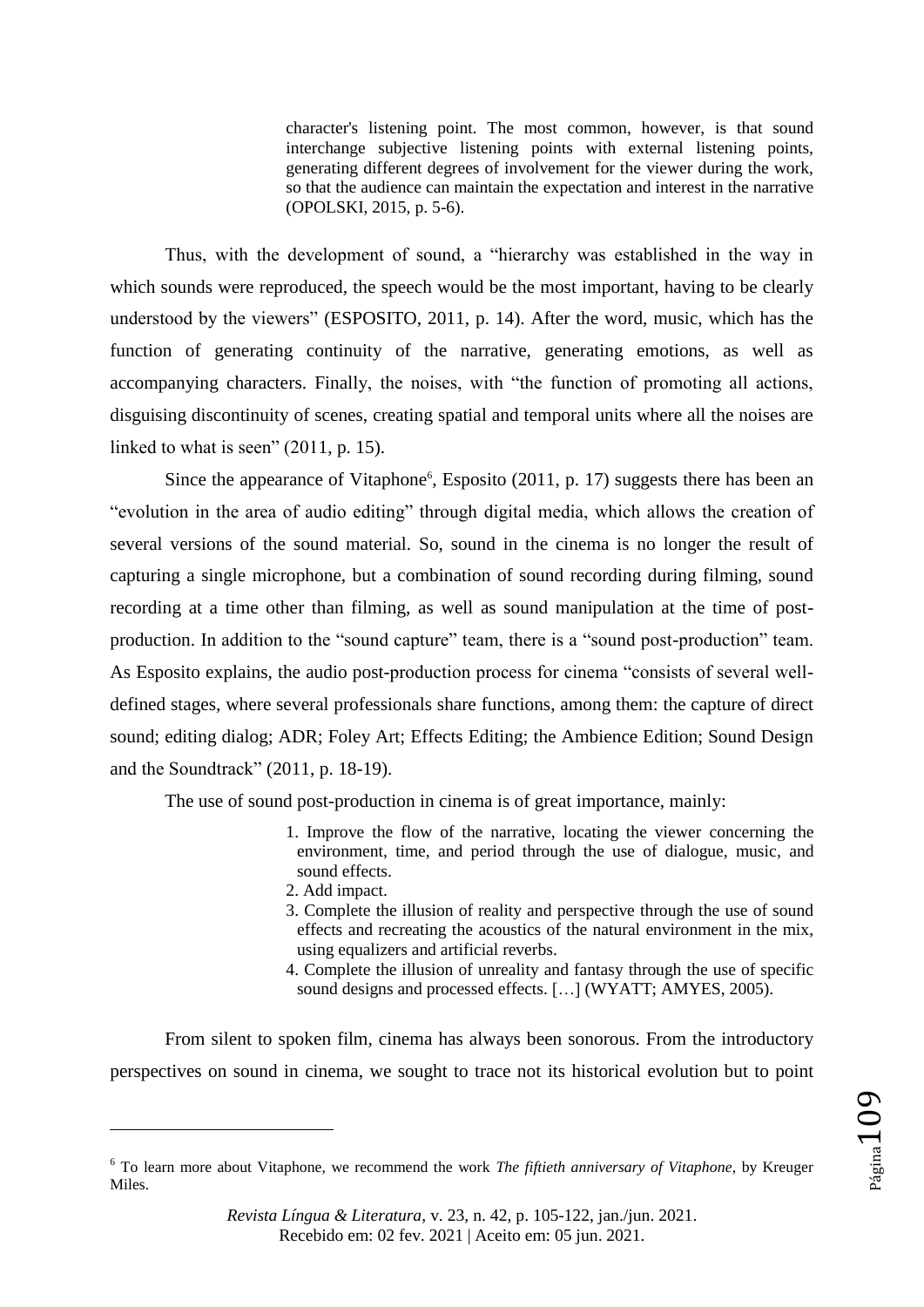> character's listening point. The most common, however, is that sound interchange subjective listening points with external listening points, generating different degrees of involvement for the viewer during the work, so that the audience can maintain the expectation and interest in the narrative (OPOLSKI, 2015, p. 5-6).

Thus, with the development of sound, a "hierarchy was established in the way in which sounds were reproduced, the speech would be the most important, having to be clearly understood by the viewers" (ESPOSITO, 2011, p. 14). After the word, music, which has the function of generating continuity of the narrative, generating emotions, as well as accompanying characters. Finally, the noises, with "the function of promoting all actions, disguising discontinuity of scenes, creating spatial and temporal units where all the noises are linked to what is seen" (2011, p. 15).

Since the appearance of Vitaphone[6], Esposito (2011, p. 17) suggests there has been an "evolution in the area of audio editing" through digital media, which allows the creation of several versions of the sound material. So, sound in the cinema is no longer the result of capturing a single microphone, but a combination of sound recording during filming, sound recording at a time other than filming, as well as sound manipulation at the time of post-production. In addition to the "sound capture" team, there is a "sound post-production" team. As Esposito explains, the audio post-production process for cinema "consists of several well-defined stages, where several professionals share functions, among them: the capture of direct sound; editing dialog; ADR; Foley Art; Effects Editing; the Ambience Edition; Sound Design and the Soundtrack" (2011, p. 18-19).

The use of sound post-production in cinema is of great importance, mainly:

> 1. Improve the flow of the narrative, locating the viewer concerning the environment, time, and period through the use of dialogue, music, and sound effects.
> 2. Add impact.
> 3. Complete the illusion of reality and perspective through the use of sound effects and recreating the acoustics of the natural environment in the mix, using equalizers and artificial reverbs.
> 4. Complete the illusion of unreality and fantasy through the use of specific sound designs and processed effects. […] (WYATT; AMYES, 2005).

From silent to spoken film, cinema has always been sonorous. From the introductory perspectives on sound in cinema, we sought to trace not its historical evolution but to point

[6] To learn more about Vitaphone, we recommend the work *The fiftieth anniversary of Vitaphone*, by Kreuger Miles.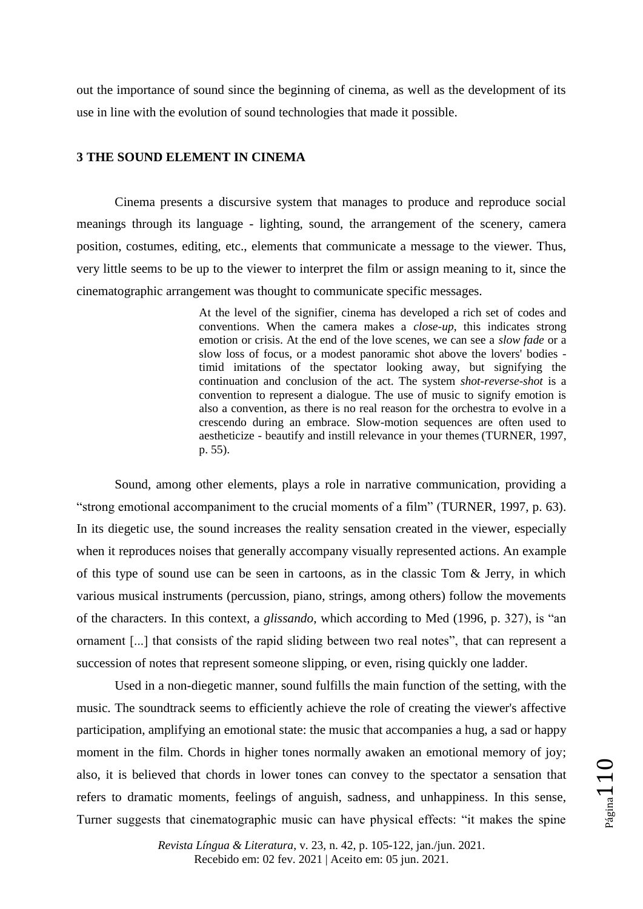out the importance of sound since the beginning of cinema, as well as the development of its use in line with the evolution of sound technologies that made it possible.

## 3 THE SOUND ELEMENT IN CINEMA

Cinema presents a discursive system that manages to produce and reproduce social meanings through its language - lighting, sound, the arrangement of the scenery, camera position, costumes, editing, etc., elements that communicate a message to the viewer. Thus, very little seems to be up to the viewer to interpret the film or assign meaning to it, since the cinematographic arrangement was thought to communicate specific messages.

> At the level of the signifier, cinema has developed a rich set of codes and conventions. When the camera makes a *close-up*, this indicates strong emotion or crisis. At the end of the love scenes, we can see a *slow fade* or a slow loss of focus, or a modest panoramic shot above the lovers' bodies - timid imitations of the spectator looking away, but signifying the continuation and conclusion of the act. The system *shot-reverse-shot* is a convention to represent a dialogue. The use of music to signify emotion is also a convention, as there is no real reason for the orchestra to evolve in a crescendo during an embrace. Slow-motion sequences are often used to aestheticize - beautify and instill relevance in your themes (TURNER, 1997, p. 55).

Sound, among other elements, plays a role in narrative communication, providing a "strong emotional accompaniment to the crucial moments of a film" (TURNER, 1997, p. 63). In its diegetic use, the sound increases the reality sensation created in the viewer, especially when it reproduces noises that generally accompany visually represented actions. An example of this type of sound use can be seen in cartoons, as in the classic Tom & Jerry, in which various musical instruments (percussion, piano, strings, among others) follow the movements of the characters. In this context, a *glissando*, which according to Med (1996, p. 327), is "an ornament [...] that consists of the rapid sliding between two real notes", that can represent a succession of notes that represent someone slipping, or even, rising quickly one ladder.

Used in a non-diegetic manner, sound fulfills the main function of the setting, with the music. The soundtrack seems to efficiently achieve the role of creating the viewer's affective participation, amplifying an emotional state: the music that accompanies a hug, a sad or happy moment in the film. Chords in higher tones normally awaken an emotional memory of joy; also, it is believed that chords in lower tones can convey to the spectator a sensation that refers to dramatic moments, feelings of anguish, sadness, and unhappiness. In this sense, Turner suggests that cinematographic music can have physical effects: "it makes the spine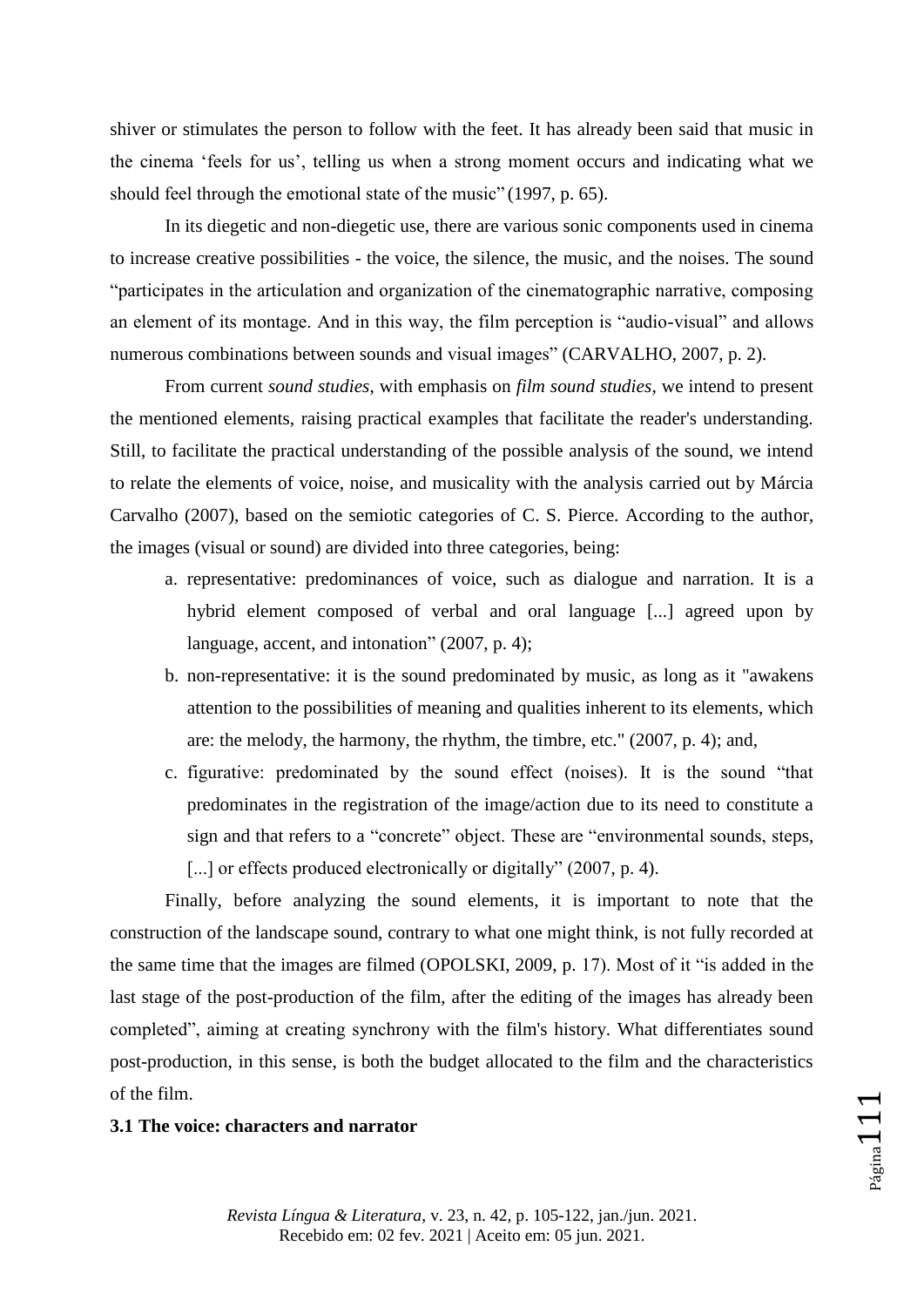shiver or stimulates the person to follow with the feet. It has already been said that music in the cinema 'feels for us', telling us when a strong moment occurs and indicating what we should feel through the emotional state of the music" (1997, p. 65).

In its diegetic and non-diegetic use, there are various sonic components used in cinema to increase creative possibilities - the voice, the silence, the music, and the noises. The sound "participates in the articulation and organization of the cinematographic narrative, composing an element of its montage. And in this way, the film perception is "audio-visual" and allows numerous combinations between sounds and visual images" (CARVALHO, 2007, p. 2).

From current *sound studies*, with emphasis on *film sound studies*, we intend to present the mentioned elements, raising practical examples that facilitate the reader's understanding. Still, to facilitate the practical understanding of the possible analysis of the sound, we intend to relate the elements of voice, noise, and musicality with the analysis carried out by Márcia Carvalho (2007), based on the semiotic categories of C. S. Pierce. According to the author, the images (visual or sound) are divided into three categories, being:

a. representative: predominances of voice, such as dialogue and narration. It is a hybrid element composed of verbal and oral language [...] agreed upon by language, accent, and intonation" (2007, p. 4);
b. non-representative: it is the sound predominated by music, as long as it "awakens attention to the possibilities of meaning and qualities inherent to its elements, which are: the melody, the harmony, the rhythm, the timbre, etc." (2007, p. 4); and,
c. figurative: predominated by the sound effect (noises). It is the sound "that predominates in the registration of the image/action due to its need to constitute a sign and that refers to a "concrete" object. These are "environmental sounds, steps, [...] or effects produced electronically or digitally" (2007, p. 4).

Finally, before analyzing the sound elements, it is important to note that the construction of the landscape sound, contrary to what one might think, is not fully recorded at the same time that the images are filmed (OPOLSKI, 2009, p. 17). Most of it "is added in the last stage of the post-production of the film, after the editing of the images has already been completed", aiming at creating synchrony with the film's history. What differentiates sound post-production, in this sense, is both the budget allocated to the film and the characteristics of the film.

### 3.1 The voice: characters and narrator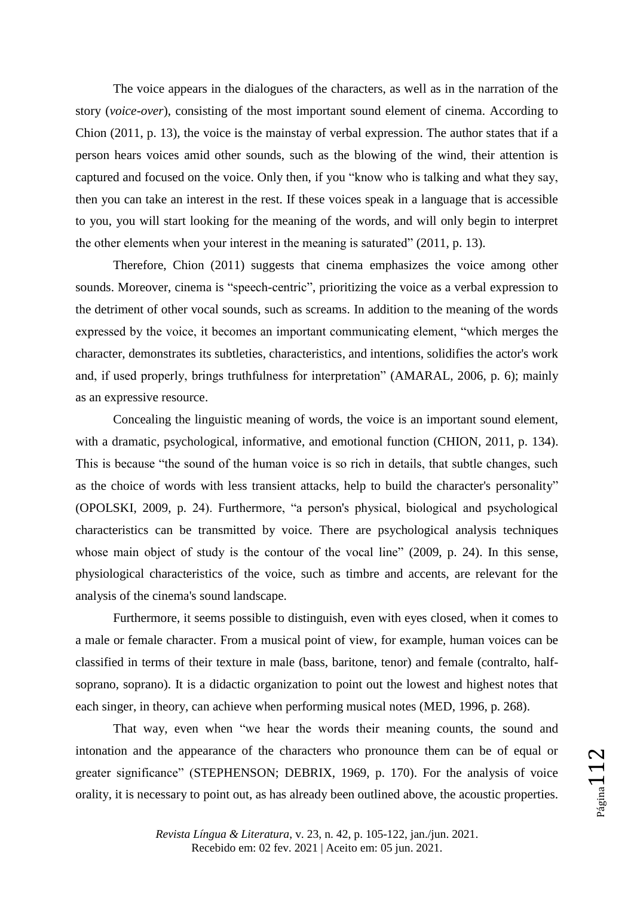The voice appears in the dialogues of the characters, as well as in the narration of the story (*voice-over*), consisting of the most important sound element of cinema. According to Chion (2011, p. 13), the voice is the mainstay of verbal expression. The author states that if a person hears voices amid other sounds, such as the blowing of the wind, their attention is captured and focused on the voice. Only then, if you "know who is talking and what they say, then you can take an interest in the rest. If these voices speak in a language that is accessible to you, you will start looking for the meaning of the words, and will only begin to interpret the other elements when your interest in the meaning is saturated" (2011, p. 13).

Therefore, Chion (2011) suggests that cinema emphasizes the voice among other sounds. Moreover, cinema is "speech-centric", prioritizing the voice as a verbal expression to the detriment of other vocal sounds, such as screams. In addition to the meaning of the words expressed by the voice, it becomes an important communicating element, "which merges the character, demonstrates its subtleties, characteristics, and intentions, solidifies the actor's work and, if used properly, brings truthfulness for interpretation" (AMARAL, 2006, p. 6); mainly as an expressive resource.

Concealing the linguistic meaning of words, the voice is an important sound element, with a dramatic, psychological, informative, and emotional function (CHION, 2011, p. 134). This is because "the sound of the human voice is so rich in details, that subtle changes, such as the choice of words with less transient attacks, help to build the character's personality" (OPOLSKI, 2009, p. 24). Furthermore, "a person's physical, biological and psychological characteristics can be transmitted by voice. There are psychological analysis techniques whose main object of study is the contour of the vocal line" (2009, p. 24). In this sense, physiological characteristics of the voice, such as timbre and accents, are relevant for the analysis of the cinema's sound landscape.

Furthermore, it seems possible to distinguish, even with eyes closed, when it comes to a male or female character. From a musical point of view, for example, human voices can be classified in terms of their texture in male (bass, baritone, tenor) and female (contralto, half-soprano, soprano). It is a didactic organization to point out the lowest and highest notes that each singer, in theory, can achieve when performing musical notes (MED, 1996, p. 268).

That way, even when "we hear the words their meaning counts, the sound and intonation and the appearance of the characters who pronounce them can be of equal or greater significance" (STEPHENSON; DEBRIX, 1969, p. 170). For the analysis of voice orality, it is necessary to point out, as has already been outlined above, the acoustic properties.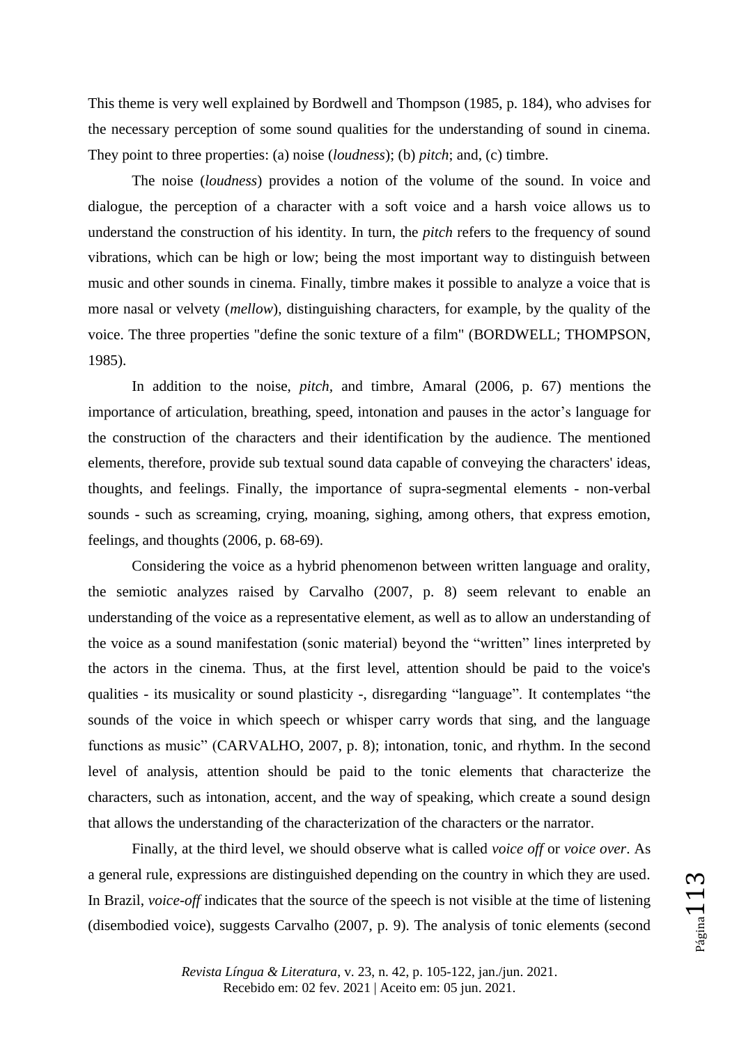This theme is very well explained by Bordwell and Thompson (1985, p. 184), who advises for the necessary perception of some sound qualities for the understanding of sound in cinema. They point to three properties: (a) noise (*loudness*); (b) *pitch*; and, (c) timbre.

The noise (*loudness*) provides a notion of the volume of the sound. In voice and dialogue, the perception of a character with a soft voice and a harsh voice allows us to understand the construction of his identity. In turn, the *pitch* refers to the frequency of sound vibrations, which can be high or low; being the most important way to distinguish between music and other sounds in cinema. Finally, timbre makes it possible to analyze a voice that is more nasal or velvety (*mellow*), distinguishing characters, for example, by the quality of the voice. The three properties "define the sonic texture of a film" (BORDWELL; THOMPSON, 1985).

In addition to the noise, *pitch*, and timbre, Amaral (2006, p. 67) mentions the importance of articulation, breathing, speed, intonation and pauses in the actor's language for the construction of the characters and their identification by the audience. The mentioned elements, therefore, provide sub textual sound data capable of conveying the characters' ideas, thoughts, and feelings. Finally, the importance of supra-segmental elements - non-verbal sounds - such as screaming, crying, moaning, sighing, among others, that express emotion, feelings, and thoughts (2006, p. 68-69).

Considering the voice as a hybrid phenomenon between written language and orality, the semiotic analyzes raised by Carvalho (2007, p. 8) seem relevant to enable an understanding of the voice as a representative element, as well as to allow an understanding of the voice as a sound manifestation (sonic material) beyond the "written" lines interpreted by the actors in the cinema. Thus, at the first level, attention should be paid to the voice's qualities - its musicality or sound plasticity -, disregarding "language". It contemplates "the sounds of the voice in which speech or whisper carry words that sing, and the language functions as music" (CARVALHO, 2007, p. 8); intonation, tonic, and rhythm. In the second level of analysis, attention should be paid to the tonic elements that characterize the characters, such as intonation, accent, and the way of speaking, which create a sound design that allows the understanding of the characterization of the characters or the narrator.

Finally, at the third level, we should observe what is called *voice off* or *voice over*. As a general rule, expressions are distinguished depending on the country in which they are used. In Brazil, *voice-off* indicates that the source of the speech is not visible at the time of listening (disembodied voice), suggests Carvalho (2007, p. 9). The analysis of tonic elements (second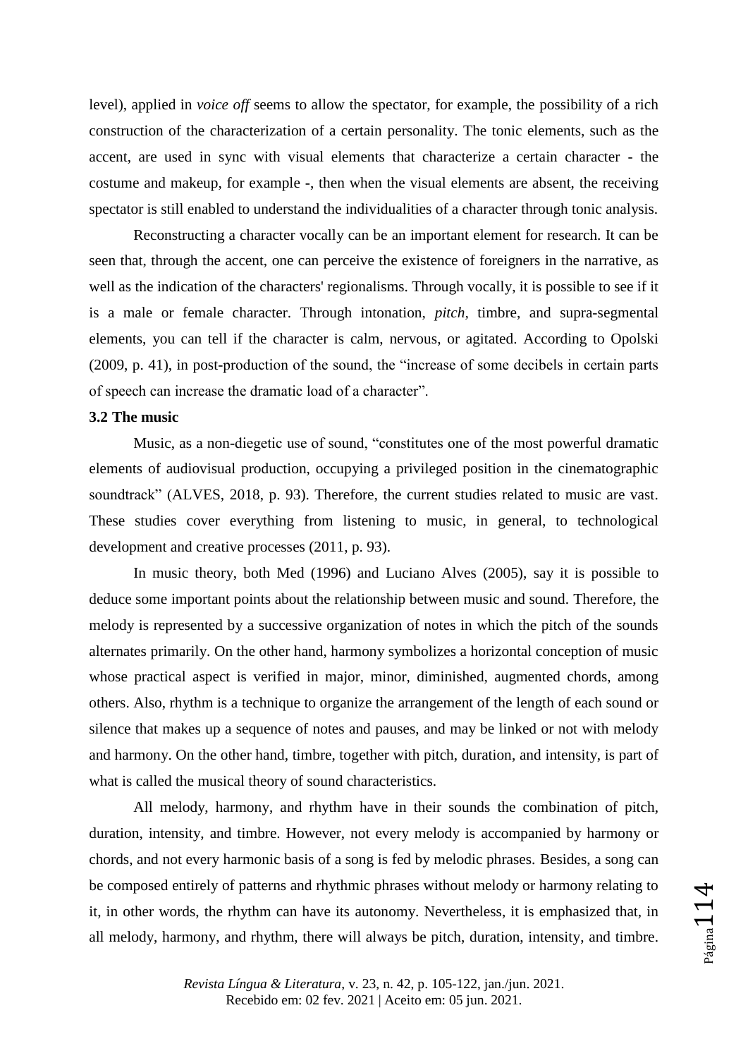level), applied in *voice off* seems to allow the spectator, for example, the possibility of a rich construction of the characterization of a certain personality. The tonic elements, such as the accent, are used in sync with visual elements that characterize a certain character - the costume and makeup, for example -, then when the visual elements are absent, the receiving spectator is still enabled to understand the individualities of a character through tonic analysis.

Reconstructing a character vocally can be an important element for research. It can be seen that, through the accent, one can perceive the existence of foreigners in the narrative, as well as the indication of the characters' regionalisms. Through vocally, it is possible to see if it is a male or female character. Through intonation, *pitch*, timbre, and supra-segmental elements, you can tell if the character is calm, nervous, or agitated. According to Opolski (2009, p. 41), in post-production of the sound, the "increase of some decibels in certain parts of speech can increase the dramatic load of a character".

### 3.2 The music

Music, as a non-diegetic use of sound, "constitutes one of the most powerful dramatic elements of audiovisual production, occupying a privileged position in the cinematographic soundtrack" (ALVES, 2018, p. 93). Therefore, the current studies related to music are vast. These studies cover everything from listening to music, in general, to technological development and creative processes (2011, p. 93).

In music theory, both Med (1996) and Luciano Alves (2005), say it is possible to deduce some important points about the relationship between music and sound. Therefore, the melody is represented by a successive organization of notes in which the pitch of the sounds alternates primarily. On the other hand, harmony symbolizes a horizontal conception of music whose practical aspect is verified in major, minor, diminished, augmented chords, among others. Also, rhythm is a technique to organize the arrangement of the length of each sound or silence that makes up a sequence of notes and pauses, and may be linked or not with melody and harmony. On the other hand, timbre, together with pitch, duration, and intensity, is part of what is called the musical theory of sound characteristics.

All melody, harmony, and rhythm have in their sounds the combination of pitch, duration, intensity, and timbre. However, not every melody is accompanied by harmony or chords, and not every harmonic basis of a song is fed by melodic phrases. Besides, a song can be composed entirely of patterns and rhythmic phrases without melody or harmony relating to it, in other words, the rhythm can have its autonomy. Nevertheless, it is emphasized that, in all melody, harmony, and rhythm, there will always be pitch, duration, intensity, and timbre.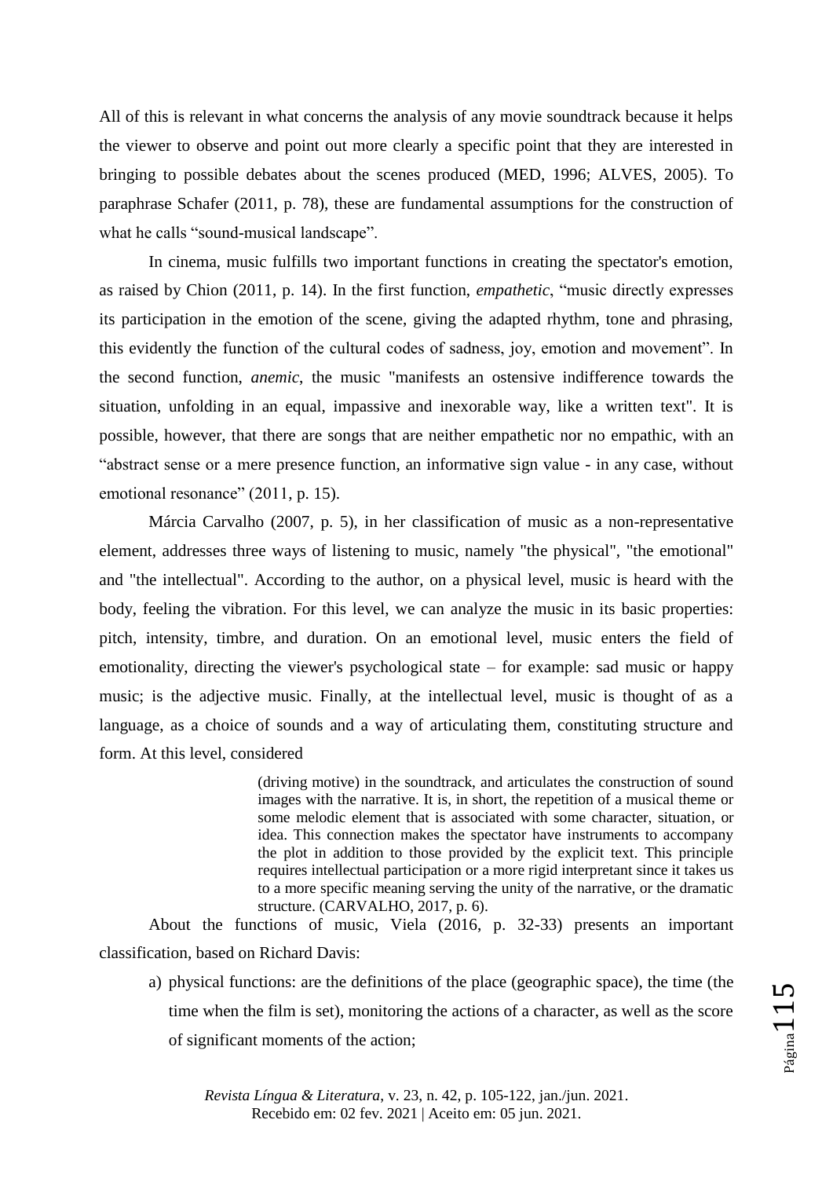All of this is relevant in what concerns the analysis of any movie soundtrack because it helps the viewer to observe and point out more clearly a specific point that they are interested in bringing to possible debates about the scenes produced (MED, 1996; ALVES, 2005). To paraphrase Schafer (2011, p. 78), these are fundamental assumptions for the construction of what he calls "sound-musical landscape".

In cinema, music fulfills two important functions in creating the spectator's emotion, as raised by Chion (2011, p. 14). In the first function, *empathetic*, "music directly expresses its participation in the emotion of the scene, giving the adapted rhythm, tone and phrasing, this evidently the function of the cultural codes of sadness, joy, emotion and movement". In the second function, *anemic*, the music "manifests an ostensive indifference towards the situation, unfolding in an equal, impassive and inexorable way, like a written text". It is possible, however, that there are songs that are neither empathetic nor no empathic, with an "abstract sense or a mere presence function, an informative sign value - in any case, without emotional resonance" (2011, p. 15).

Márcia Carvalho (2007, p. 5), in her classification of music as a non-representative element, addresses three ways of listening to music, namely "the physical", "the emotional" and "the intellectual". According to the author, on a physical level, music is heard with the body, feeling the vibration. For this level, we can analyze the music in its basic properties: pitch, intensity, timbre, and duration. On an emotional level, music enters the field of emotionality, directing the viewer's psychological state – for example: sad music or happy music; is the adjective music. Finally, at the intellectual level, music is thought of as a language, as a choice of sounds and a way of articulating them, constituting structure and form. At this level, considered

> (driving motive) in the soundtrack, and articulates the construction of sound images with the narrative. It is, in short, the repetition of a musical theme or some melodic element that is associated with some character, situation, or idea. This connection makes the spectator have instruments to accompany the plot in addition to those provided by the explicit text. This principle requires intellectual participation or a more rigid interpretant since it takes us to a more specific meaning serving the unity of the narrative, or the dramatic structure. (CARVALHO, 2017, p. 6).

About the functions of music, Viela (2016, p. 32-33) presents an important classification, based on Richard Davis:

a) physical functions: are the definitions of the place (geographic space), the time (the time when the film is set), monitoring the actions of a character, as well as the score of significant moments of the action;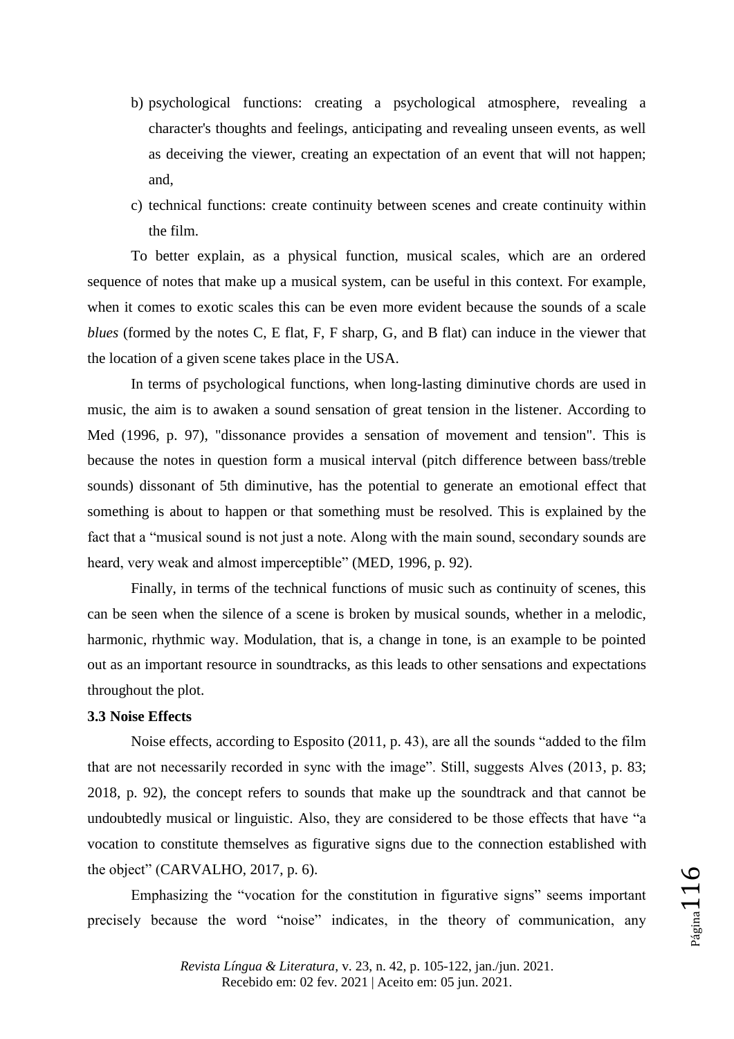b) psychological functions: creating a psychological atmosphere, revealing a character's thoughts and feelings, anticipating and revealing unseen events, as well as deceiving the viewer, creating an expectation of an event that will not happen; and,

c) technical functions: create continuity between scenes and create continuity within the film.

To better explain, as a physical function, musical scales, which are an ordered sequence of notes that make up a musical system, can be useful in this context. For example, when it comes to exotic scales this can be even more evident because the sounds of a scale *blues* (formed by the notes C, E flat, F, F sharp, G, and B flat) can induce in the viewer that the location of a given scene takes place in the USA.

In terms of psychological functions, when long-lasting diminutive chords are used in music, the aim is to awaken a sound sensation of great tension in the listener. According to Med (1996, p. 97), "dissonance provides a sensation of movement and tension". This is because the notes in question form a musical interval (pitch difference between bass/treble sounds) dissonant of 5th diminutive, has the potential to generate an emotional effect that something is about to happen or that something must be resolved. This is explained by the fact that a "musical sound is not just a note. Along with the main sound, secondary sounds are heard, very weak and almost imperceptible" (MED, 1996, p. 92).

Finally, in terms of the technical functions of music such as continuity of scenes, this can be seen when the silence of a scene is broken by musical sounds, whether in a melodic, harmonic, rhythmic way. Modulation, that is, a change in tone, is an example to be pointed out as an important resource in soundtracks, as this leads to other sensations and expectations throughout the plot.

### 3.3 Noise Effects

Noise effects, according to Esposito (2011, p. 43), are all the sounds "added to the film that are not necessarily recorded in sync with the image". Still, suggests Alves (2013, p. 83; 2018, p. 92), the concept refers to sounds that make up the soundtrack and that cannot be undoubtedly musical or linguistic. Also, they are considered to be those effects that have "a vocation to constitute themselves as figurative signs due to the connection established with the object" (CARVALHO, 2017, p. 6).

Emphasizing the "vocation for the constitution in figurative signs" seems important precisely because the word "noise" indicates, in the theory of communication, any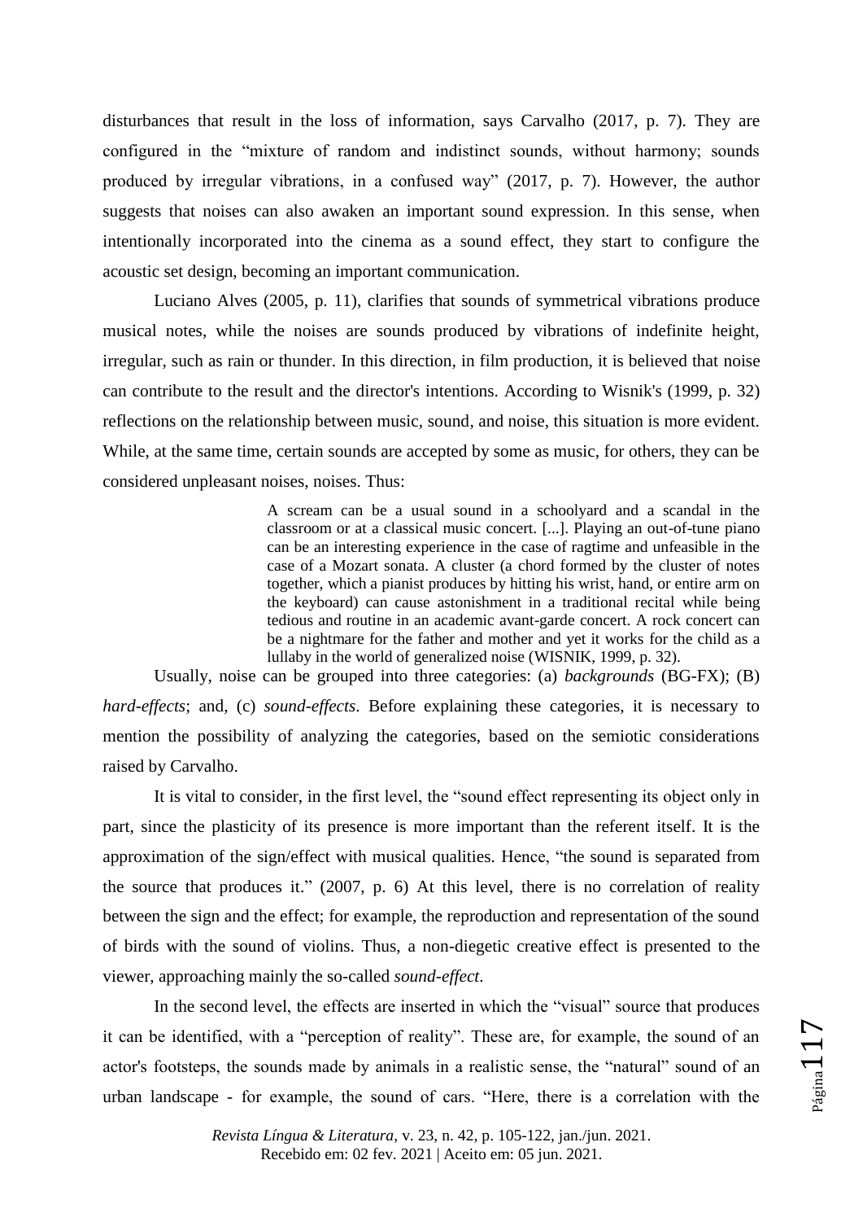disturbances that result in the loss of information, says Carvalho (2017, p. 7). They are configured in the "mixture of random and indistinct sounds, without harmony; sounds produced by irregular vibrations, in a confused way" (2017, p. 7). However, the author suggests that noises can also awaken an important sound expression. In this sense, when intentionally incorporated into the cinema as a sound effect, they start to configure the acoustic set design, becoming an important communication.

Luciano Alves (2005, p. 11), clarifies that sounds of symmetrical vibrations produce musical notes, while the noises are sounds produced by vibrations of indefinite height, irregular, such as rain or thunder. In this direction, in film production, it is believed that noise can contribute to the result and the director's intentions. According to Wisnik's (1999, p. 32) reflections on the relationship between music, sound, and noise, this situation is more evident. While, at the same time, certain sounds are accepted by some as music, for others, they can be considered unpleasant noises, noises. Thus:

> A scream can be a usual sound in a schoolyard and a scandal in the classroom or at a classical music concert. [...]. Playing an out-of-tune piano can be an interesting experience in the case of ragtime and unfeasible in the case of a Mozart sonata. A cluster (a chord formed by the cluster of notes together, which a pianist produces by hitting his wrist, hand, or entire arm on the keyboard) can cause astonishment in a traditional recital while being tedious and routine in an academic avant-garde concert. A rock concert can be a nightmare for the father and mother and yet it works for the child as a lullaby in the world of generalized noise (WISNIK, 1999, p. 32).

Usually, noise can be grouped into three categories: (a) *backgrounds* (BG-FX); (B) *hard-effects*; and, (c) *sound-effects*. Before explaining these categories, it is necessary to mention the possibility of analyzing the categories, based on the semiotic considerations raised by Carvalho.

It is vital to consider, in the first level, the "sound effect representing its object only in part, since the plasticity of its presence is more important than the referent itself. It is the approximation of the sign/effect with musical qualities. Hence, "the sound is separated from the source that produces it." (2007, p. 6) At this level, there is no correlation of reality between the sign and the effect; for example, the reproduction and representation of the sound of birds with the sound of violins. Thus, a non-diegetic creative effect is presented to the viewer, approaching mainly the so-called *sound-effect*.

In the second level, the effects are inserted in which the "visual" source that produces it can be identified, with a "perception of reality". These are, for example, the sound of an actor's footsteps, the sounds made by animals in a realistic sense, the "natural" sound of an urban landscape - for example, the sound of cars. "Here, there is a correlation with the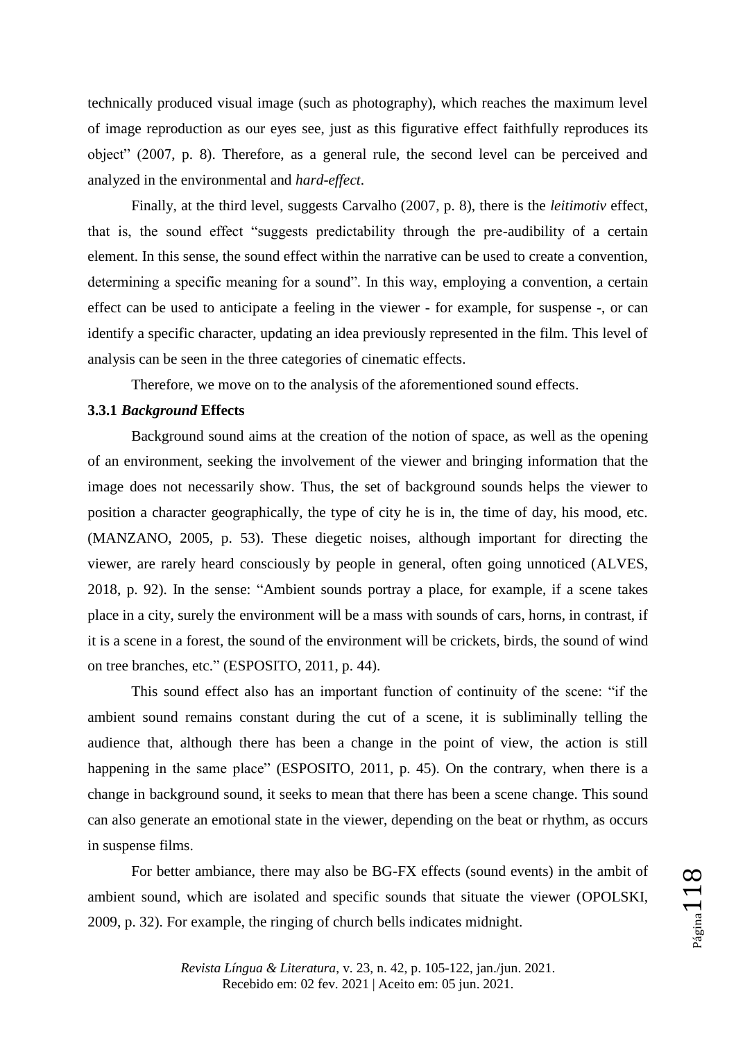technically produced visual image (such as photography), which reaches the maximum level of image reproduction as our eyes see, just as this figurative effect faithfully reproduces its object" (2007, p. 8). Therefore, as a general rule, the second level can be perceived and analyzed in the environmental and *hard-effect*.

Finally, at the third level, suggests Carvalho (2007, p. 8), there is the *leitimotiv* effect, that is, the sound effect "suggests predictability through the pre-audibility of a certain element. In this sense, the sound effect within the narrative can be used to create a convention, determining a specific meaning for a sound". In this way, employing a convention, a certain effect can be used to anticipate a feeling in the viewer - for example, for suspense -, or can identify a specific character, updating an idea previously represented in the film. This level of analysis can be seen in the three categories of cinematic effects.

Therefore, we move on to the analysis of the aforementioned sound effects.

### 3.3.1 *Background* Effects

Background sound aims at the creation of the notion of space, as well as the opening of an environment, seeking the involvement of the viewer and bringing information that the image does not necessarily show. Thus, the set of background sounds helps the viewer to position a character geographically, the type of city he is in, the time of day, his mood, etc. (MANZANO, 2005, p. 53). These diegetic noises, although important for directing the viewer, are rarely heard consciously by people in general, often going unnoticed (ALVES, 2018, p. 92). In the sense: "Ambient sounds portray a place, for example, if a scene takes place in a city, surely the environment will be a mass with sounds of cars, horns, in contrast, if it is a scene in a forest, the sound of the environment will be crickets, birds, the sound of wind on tree branches, etc." (ESPOSITO, 2011, p. 44).

This sound effect also has an important function of continuity of the scene: "if the ambient sound remains constant during the cut of a scene, it is subliminally telling the audience that, although there has been a change in the point of view, the action is still happening in the same place" (ESPOSITO, 2011, p. 45). On the contrary, when there is a change in background sound, it seeks to mean that there has been a scene change. This sound can also generate an emotional state in the viewer, depending on the beat or rhythm, as occurs in suspense films.

For better ambiance, there may also be BG-FX effects (sound events) in the ambit of ambient sound, which are isolated and specific sounds that situate the viewer (OPOLSKI, 2009, p. 32). For example, the ringing of church bells indicates midnight.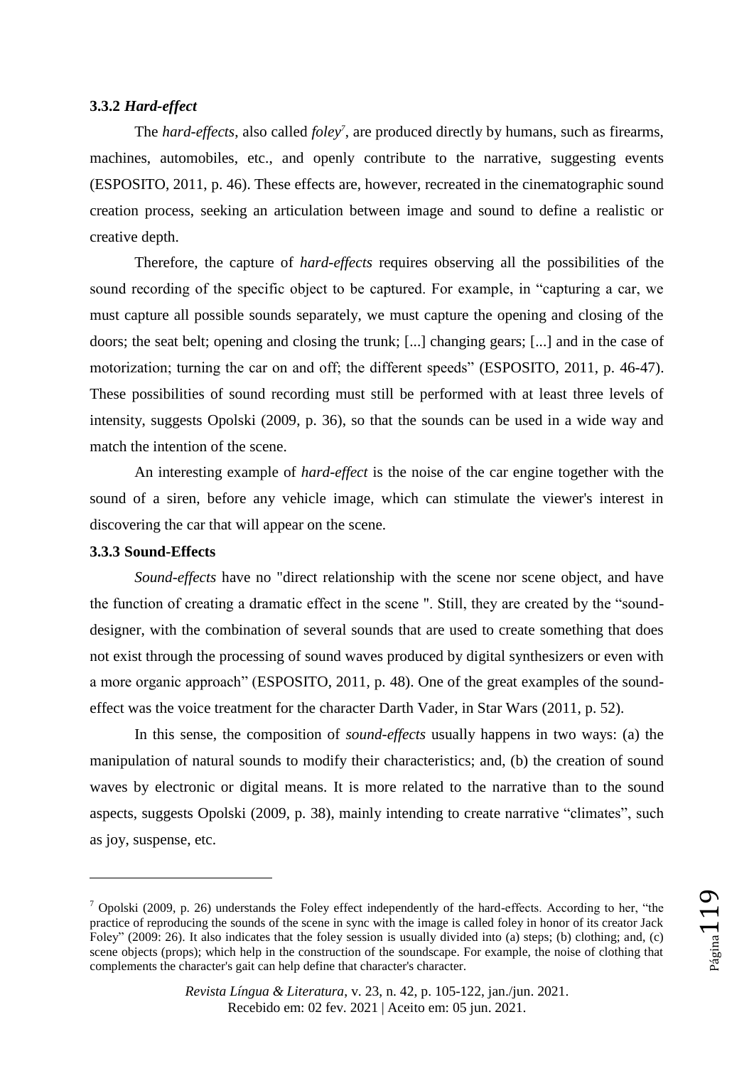### 3.3.2 *Hard-effect*

The *hard-effects*, also called *foley*[7], are produced directly by humans, such as firearms, machines, automobiles, etc., and openly contribute to the narrative, suggesting events (ESPOSITO, 2011, p. 46). These effects are, however, recreated in the cinematographic sound creation process, seeking an articulation between image and sound to define a realistic or creative depth.

Therefore, the capture of *hard-effects* requires observing all the possibilities of the sound recording of the specific object to be captured. For example, in "capturing a car, we must capture all possible sounds separately, we must capture the opening and closing of the doors; the seat belt; opening and closing the trunk; [...] changing gears; [...] and in the case of motorization; turning the car on and off; the different speeds" (ESPOSITO, 2011, p. 46-47). These possibilities of sound recording must still be performed with at least three levels of intensity, suggests Opolski (2009, p. 36), so that the sounds can be used in a wide way and match the intention of the scene.

An interesting example of *hard-effect* is the noise of the car engine together with the sound of a siren, before any vehicle image, which can stimulate the viewer's interest in discovering the car that will appear on the scene.

### 3.3.3 Sound-Effects

*Sound-effects* have no "direct relationship with the scene nor scene object, and have the function of creating a dramatic effect in the scene ". Still, they are created by the "sound-designer, with the combination of several sounds that are used to create something that does not exist through the processing of sound waves produced by digital synthesizers or even with a more organic approach" (ESPOSITO, 2011, p. 48). One of the great examples of the sound-effect was the voice treatment for the character Darth Vader, in Star Wars (2011, p. 52).

In this sense, the composition of *sound-effects* usually happens in two ways: (a) the manipulation of natural sounds to modify their characteristics; and, (b) the creation of sound waves by electronic or digital means. It is more related to the narrative than to the sound aspects, suggests Opolski (2009, p. 38), mainly intending to create narrative "climates", such as joy, suspense, etc.

---

[7] Opolski (2009, p. 26) understands the Foley effect independently of the hard-effects. According to her, "the practice of reproducing the sounds of the scene in sync with the image is called foley in honor of its creator Jack Foley" (2009: 26). It also indicates that the foley session is usually divided into (a) steps; (b) clothing; and, (c) scene objects (props); which help in the construction of the soundscape. For example, the noise of clothing that complements the character's gait can help define that character's character.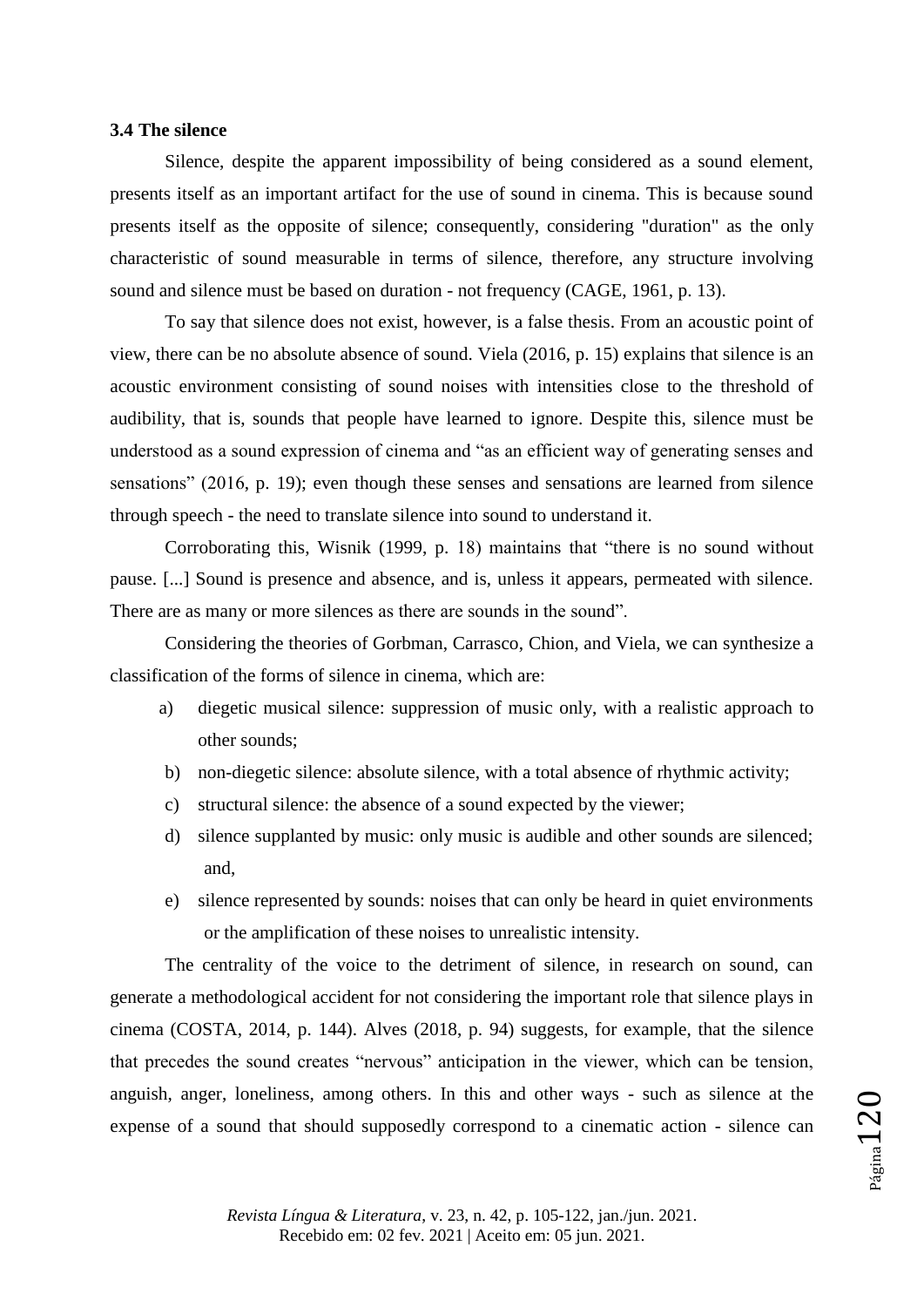### 3.4 The silence

Silence, despite the apparent impossibility of being considered as a sound element, presents itself as an important artifact for the use of sound in cinema. This is because sound presents itself as the opposite of silence; consequently, considering "duration" as the only characteristic of sound measurable in terms of silence, therefore, any structure involving sound and silence must be based on duration - not frequency (CAGE, 1961, p. 13).

To say that silence does not exist, however, is a false thesis. From an acoustic point of view, there can be no absolute absence of sound. Viela (2016, p. 15) explains that silence is an acoustic environment consisting of sound noises with intensities close to the threshold of audibility, that is, sounds that people have learned to ignore. Despite this, silence must be understood as a sound expression of cinema and "as an efficient way of generating senses and sensations" (2016, p. 19); even though these senses and sensations are learned from silence through speech - the need to translate silence into sound to understand it.

Corroborating this, Wisnik (1999, p. 18) maintains that "there is no sound without pause. [...] Sound is presence and absence, and is, unless it appears, permeated with silence. There are as many or more silences as there are sounds in the sound".

Considering the theories of Gorbman, Carrasco, Chion, and Viela, we can synthesize a classification of the forms of silence in cinema, which are:

a) diegetic musical silence: suppression of music only, with a realistic approach to other sounds;
b) non-diegetic silence: absolute silence, with a total absence of rhythmic activity;
c) structural silence: the absence of a sound expected by the viewer;
d) silence supplanted by music: only music is audible and other sounds are silenced; and,
e) silence represented by sounds: noises that can only be heard in quiet environments or the amplification of these noises to unrealistic intensity.

The centrality of the voice to the detriment of silence, in research on sound, can generate a methodological accident for not considering the important role that silence plays in cinema (COSTA, 2014, p. 144). Alves (2018, p. 94) suggests, for example, that the silence that precedes the sound creates "nervous" anticipation in the viewer, which can be tension, anguish, anger, loneliness, among others. In this and other ways - such as silence at the expense of a sound that should supposedly correspond to a cinematic action - silence can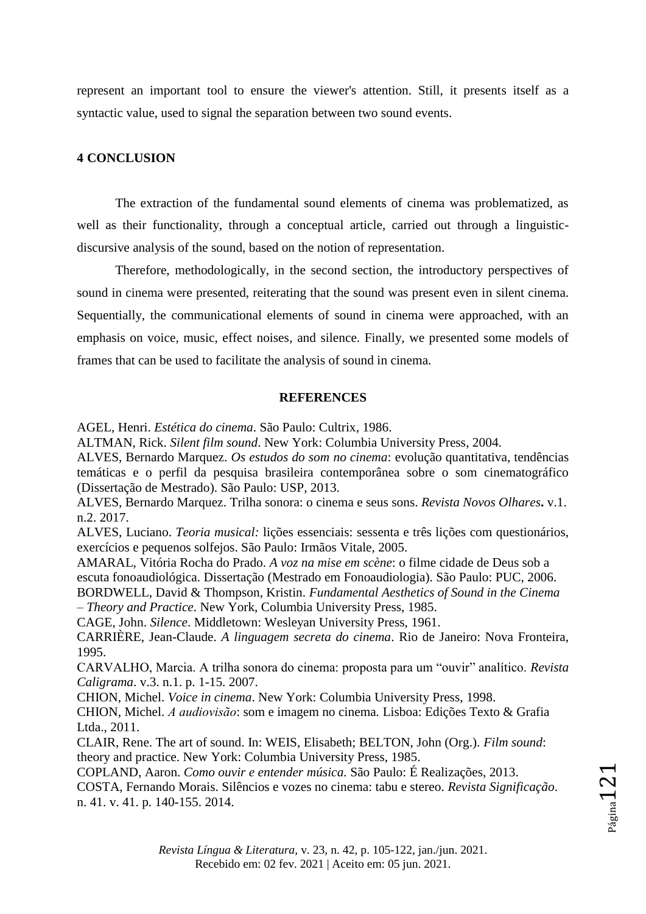represent an important tool to ensure the viewer's attention. Still, it presents itself as a syntactic value, used to signal the separation between two sound events.

## 4 CONCLUSION

The extraction of the fundamental sound elements of cinema was problematized, as well as their functionality, through a conceptual article, carried out through a linguistic-discursive analysis of the sound, based on the notion of representation.

Therefore, methodologically, in the second section, the introductory perspectives of sound in cinema were presented, reiterating that the sound was present even in silent cinema. Sequentially, the communicational elements of sound in cinema were approached, with an emphasis on voice, music, effect noises, and silence. Finally, we presented some models of frames that can be used to facilitate the analysis of sound in cinema.

## REFERENCES

AGEL, Henri. *Estética do cinema*. São Paulo: Cultrix, 1986.

ALTMAN, Rick. *Silent film sound*. New York: Columbia University Press, 2004.

ALVES, Bernardo Marquez. *Os estudos do som no cinema*: evolução quantitativa, tendências temáticas e o perfil da pesquisa brasileira contemporânea sobre o som cinematográfico (Dissertação de Mestrado). São Paulo: USP, 2013.

ALVES, Bernardo Marquez. Trilha sonora: o cinema e seus sons. *Revista Novos Olhares***.** v.1. n.2. 2017.

ALVES, Luciano. *Teoria musical:* lições essenciais: sessenta e três lições com questionários, exercícios e pequenos solfejos. São Paulo: Irmãos Vitale, 2005.

AMARAL, Vitória Rocha do Prado. *A voz na mise em scène*: o filme cidade de Deus sob a escuta fonoaudiológica. Dissertação (Mestrado em Fonoaudiologia). São Paulo: PUC, 2006.

BORDWELL, David & Thompson, Kristin. *Fundamental Aesthetics of Sound in the Cinema – Theory and Practice*. New York, Columbia University Press, 1985.

CAGE, John. *Silence*. Middletown: Wesleyan University Press, 1961.

CARRIÈRE, Jean-Claude. *A linguagem secreta do cinema*. Rio de Janeiro: Nova Fronteira, 1995.

CARVALHO, Marcia. A trilha sonora do cinema: proposta para um "ouvir" analítico. *Revista Caligrama*. v.3. n.1. p. 1-15. 2007.

CHION, Michel. *Voice in cinema*. New York: Columbia University Press, 1998.

CHION, Michel. *A audiovisão*: som e imagem no cinema. Lisboa: Edições Texto & Grafia Ltda., 2011.

CLAIR, Rene. The art of sound. In: WEIS, Elisabeth; BELTON, John (Org.). *Film sound*: theory and practice. New York: Columbia University Press, 1985.

COPLAND, Aaron. *Como ouvir e entender música.* São Paulo: É Realizações, 2013.

COSTA, Fernando Morais. Silêncios e vozes no cinema: tabu e stereo. *Revista Significação*. n. 41. v. 41. p. 140-155. 2014.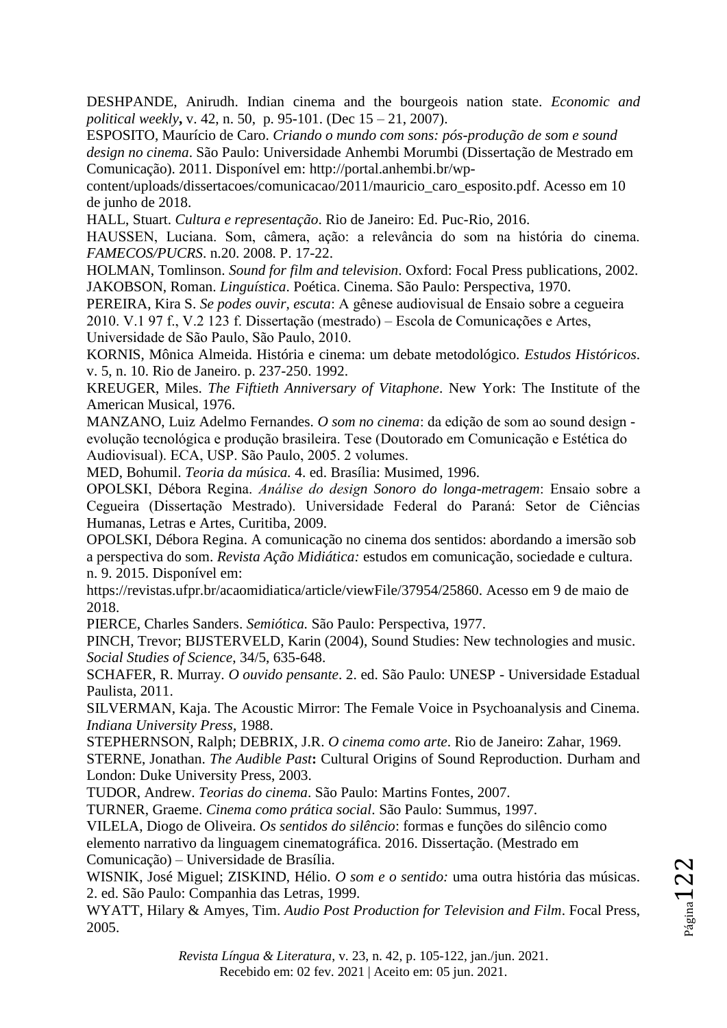DESHPANDE, Anirudh. Indian cinema and the bourgeois nation state. *Economic and political weekly***,** v. 42, n. 50, p. 95-101. (Dec 15 – 21, 2007).

ESPOSITO, Maurício de Caro. *Criando o mundo com sons: pós-produção de som e sound design no cinema*. São Paulo: Universidade Anhembi Morumbi (Dissertação de Mestrado em Comunicação). 2011. Disponível em: http://portal.anhembi.br/wp-content/uploads/dissertacoes/comunicacao/2011/mauricio_caro_esposito.pdf. Acesso em 10 de junho de 2018.

HALL, Stuart. *Cultura e representação*. Rio de Janeiro: Ed. Puc-Rio, 2016.

HAUSSEN, Luciana. Som, câmera, ação: a relevância do som na história do cinema. *FAMECOS/PUCRS*. n.20. 2008. P. 17-22.

HOLMAN, Tomlinson. *Sound for film and television*. Oxford: Focal Press publications, 2002.

JAKOBSON, Roman. *Linguística*. Poética. Cinema. São Paulo: Perspectiva, 1970.

PEREIRA, Kira S. *Se podes ouvir, escuta*: A gênese audiovisual de Ensaio sobre a cegueira 2010. V.1 97 f., V.2 123 f. Dissertação (mestrado) – Escola de Comunicações e Artes, Universidade de São Paulo, São Paulo, 2010.

KORNIS, Mônica Almeida. História e cinema: um debate metodológico. *Estudos Históricos*. v. 5, n. 10. Rio de Janeiro. p. 237-250. 1992.

KREUGER, Miles. *The Fiftieth Anniversary of Vitaphone*. New York: The Institute of the American Musical, 1976.

MANZANO, Luiz Adelmo Fernandes. *O som no cinema*: da edição de som ao sound design - evolução tecnológica e produção brasileira. Tese (Doutorado em Comunicação e Estética do Audiovisual). ECA, USP. São Paulo, 2005. 2 volumes.

MED, Bohumil. *Teoria da música.* 4. ed. Brasília: Musimed, 1996.

OPOLSKI, Débora Regina. *Análise do design Sonoro do longa-metragem*: Ensaio sobre a Cegueira (Dissertação Mestrado). Universidade Federal do Paraná: Setor de Ciências Humanas, Letras e Artes, Curitiba, 2009.

OPOLSKI, Débora Regina. A comunicação no cinema dos sentidos: abordando a imersão sob a perspectiva do som. *Revista Ação Midiática:* estudos em comunicação, sociedade e cultura. n. 9. 2015. Disponível em: https://revistas.ufpr.br/acaomidiatica/article/viewFile/37954/25860. Acesso em 9 de maio de 2018.

PIERCE, Charles Sanders. *Semiótica.* São Paulo: Perspectiva, 1977.

PINCH, Trevor; BIJSTERVELD, Karin (2004), Sound Studies: New technologies and music. *Social Studies of Science*, 34/5, 635-648.

SCHAFER, R. Murray. *O ouvido pensante*. 2. ed. São Paulo: UNESP - Universidade Estadual Paulista, 2011.

SILVERMAN, Kaja. The Acoustic Mirror: The Female Voice in Psychoanalysis and Cinema. *Indiana University Press*, 1988.

STEPHERNSON, Ralph; DEBRIX, J.R. *O cinema como arte*. Rio de Janeiro: Zahar, 1969.

STERNE, Jonathan. *The Audible Past***:** Cultural Origins of Sound Reproduction. Durham and London: Duke University Press, 2003.

TUDOR, Andrew. *Teorias do cinema*. São Paulo: Martins Fontes, 2007.

TURNER, Graeme. *Cinema como prática social*. São Paulo: Summus, 1997.

VILELA, Diogo de Oliveira. *Os sentidos do silêncio*: formas e funções do silêncio como elemento narrativo da linguagem cinematográfica. 2016. Dissertação. (Mestrado em Comunicação) – Universidade de Brasília.

WISNIK, José Miguel; ZISKIND, Hélio. *O som e o sentido:* uma outra história das músicas. 2. ed. São Paulo: Companhia das Letras, 1999.

WYATT, Hilary & Amyes, Tim. *Audio Post Production for Television and Film*. Focal Press, 2005.

Recebido em: 02 fev. 2021 | Aceito em: 05 jun. 2021.